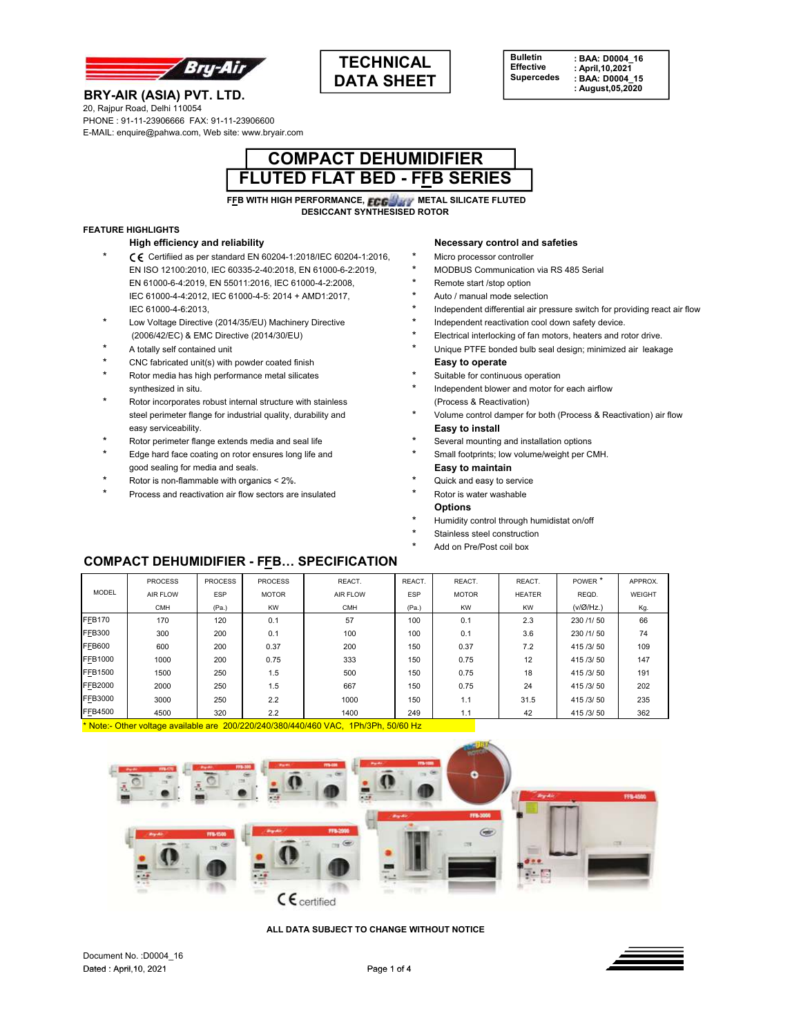**Bry-Air**

**BRY-AIR (ASIA) PVT. LTD.**
20, Rajpur Road, Delhi 110054
PHONE : 91-11-23906666 FAX: 91-11-23906600
E-MAIL: enquire@pahwa.com, Web site: www.bryair.com

# TECHNICAL DATA SHEET

| | |
|---|---|
| Bulletin | : BAA: D0004_16 |
| Effective | : April,10,2021 |
| Supercedes | : BAA: D0004_15 |
| | : August,05,2020 |

# COMPACT DEHUMIDIFIER
# FLUTED FLAT BED - FFB SERIES

**FFB WITH HIGH PERFORMANCE, ECODRY METAL SILICATE FLUTED DESICCANT SYNTHESISED ROTOR**

**FEATURE HIGHLIGHTS**

**High efficiency and reliability**

- CE Certifiied as per standard EN 60204-1:2018/IEC 60204-1:2016, EN ISO 12100:2010, IEC 60335-2-40:2018, EN 61000-6-2:2019, EN 61000-6-4:2019, EN 55011:2016, IEC 61000-4-2:2008, IEC 61000-4-4:2012, IEC 61000-4-5: 2014 + AMD1:2017, IEC 61000-4-6:2013,
- Low Voltage Directive (2014/35/EU) Machinery Directive (2006/42/EC) & EMC Directive (2014/30/EU)
- A totally self contained unit
- CNC fabricated unit(s) with powder coated finish
- Rotor media has high performance metal silicates synthesized in situ.
- Rotor incorporates robust internal structure with stainless steel perimeter flange for industrial quality, durability and easy serviceability.
- Rotor perimeter flange extends media and seal life
- Edge hard face coating on rotor ensures long life and good sealing for media and seals.
- Rotor is non-flammable with organics < 2%.
- Process and reactivation air flow sectors are insulated

**Necessary control and safeties**

- Micro processor controller
- MODBUS Communication via RS 485 Serial
- Remote start /stop option
- Auto / manual mode selection
- Independent differential air pressure switch for providing react air flow
- Independent reactivation cool down safety device.
- Electrical interlocking of fan motors, heaters and rotor drive.
- Unique PTFE bonded bulb seal design; minimized air leakage

**Easy to operate**

- Suitable for continuous operation
- Independent blower and motor for each airflow (Process & Reactivation)
- Volume control damper for both (Process & Reactivation) air flow

**Easy to install**

- Several mounting and installation options
- Small footprints; low volume/weight per CMH.

**Easy to maintain**

- Quick and easy to service
- Rotor is water washable

**Options**

- Humidity control through humidistat on/off
- Stainless steel construction
- Add on Pre/Post coil box

## COMPACT DEHUMIDIFIER - FFB… SPECIFICATION

| MODEL | PROCESS AIR FLOW CMH | PROCESS ESP (Pa.) | PROCESS MOTOR KW | REACT. AIR FLOW CMH | REACT. ESP (Pa.) | REACT. MOTOR KW | REACT. HEATER KW | POWER * REQD. (v/Ø/Hz.) | APPROX. WEIGHT Kg. |
|---|---|---|---|---|---|---|---|---|---|
| FFB170 | 170 | 120 | 0.1 | 57 | 100 | 0.1 | 2.3 | 230 /1/ 50 | 66 |
| FFB300 | 300 | 200 | 0.1 | 100 | 100 | 0.1 | 3.6 | 230 /1/ 50 | 74 |
| FFB600 | 600 | 200 | 0.37 | 200 | 150 | 0.37 | 7.2 | 415 /3/ 50 | 109 |
| FFB1000 | 1000 | 200 | 0.75 | 333 | 150 | 0.75 | 12 | 415 /3/ 50 | 147 |
| FFB1500 | 1500 | 250 | 1.5 | 500 | 150 | 0.75 | 18 | 415 /3/ 50 | 191 |
| FFB2000 | 2000 | 250 | 1.5 | 667 | 150 | 0.75 | 24 | 415 /3/ 50 | 202 |
| FFB3000 | 3000 | 250 | 2.2 | 1000 | 150 | 1.1 | 31.5 | 415 /3/ 50 | 235 |
| FFB4500 | 4500 | 320 | 2.2 | 1400 | 249 | 1.1 | 42 | 415 /3/ 50 | 362 |

\* Note:- Other voltage available are 200/220/240/380/440/460 VAC, 1Ph/3Ph, 50/60 Hz

CE certified

**ALL DATA SUBJECT TO CHANGE WITHOUT NOTICE**

Document No. :D0004_16
Dated : April,10, 2021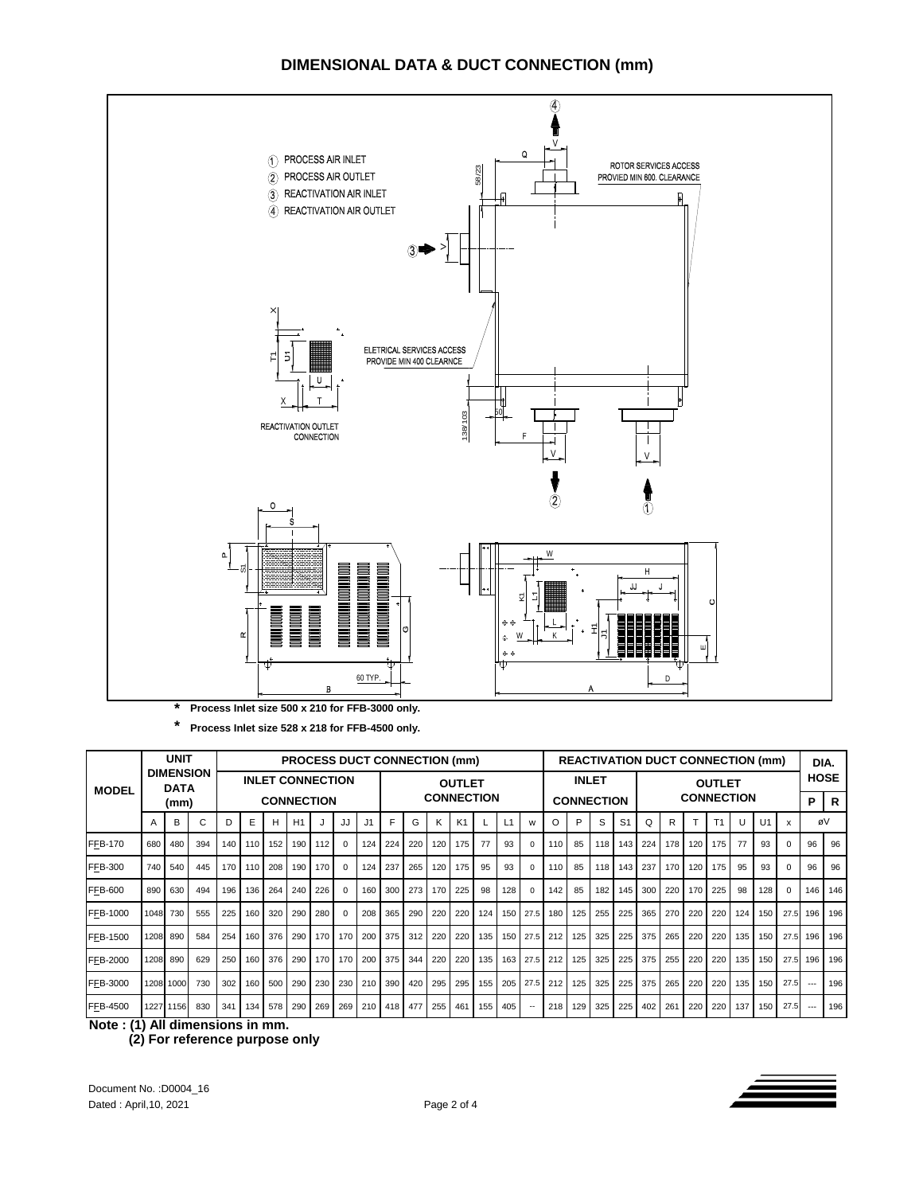# DIMENSIONAL DATA & DUCT CONNECTION (mm)

1. PROCESS AIR INLET
2. PROCESS AIR OUTLET
3. REACTIVATION AIR INLET
4. REACTIVATION AIR OUTLET

ROTOR SERVICES ACCESS PROVIED MIN 600. CLEARANCE

ELETRICAL SERVICES ACCESS PROVIDE MIN 400 CLEARNCE

REACTIVATION OUTLET CONNECTION

**\* Process Inlet size 500 x 210 for FFB-3000 only.**

**\* Process Inlet size 528 x 218 for FFB-4500 only.**

| MODEL | UNIT DIMENSION DATA (mm) | | | PROCESS DUCT CONNECTION (mm) | | | | | | | | | | | | | | REACTIVATION DUCT CONNECTION (mm) | | | | | | | | | | | DIA. HOSE | |
|---|---|---|---|---|---|---|---|---|---|---|---|---|---|---|---|---|---|---|---|---|---|---|---|---|---|---|---|---|---|---|
| | | | | INLET CONNECTION | | | | | | OUTLET CONNECTION | | | | | | | | INLET CONNECTION | | | | OUTLET CONNECTION | | | | | | | P | R |
| | A | B | C | D | E | H | H1 | J | JJ | J1 | F | G | K | K1 | L | L1 | w | O | P | S | S1 | Q | R | T | T1 | U | U1 | x | øV | |
| FFB-170 | 680 | 480 | 394 | 140 | 110 | 152 | 190 | 112 | 0 | 124 | 224 | 220 | 120 | 175 | 77 | 93 | 0 | 110 | 85 | 118 | 143 | 224 | 178 | 120 | 175 | 77 | 93 | 0 | 96 | 96 |
| FFB-300 | 740 | 540 | 445 | 170 | 110 | 208 | 190 | 170 | 0 | 124 | 237 | 265 | 120 | 175 | 95 | 93 | 0 | 110 | 85 | 118 | 143 | 237 | 170 | 120 | 175 | 95 | 93 | 0 | 96 | 96 |
| FFB-600 | 890 | 630 | 494 | 196 | 136 | 264 | 240 | 226 | 0 | 160 | 300 | 273 | 170 | 225 | 98 | 128 | 0 | 142 | 85 | 182 | 145 | 300 | 220 | 170 | 225 | 98 | 128 | 0 | 146 | 146 |
| FFB-1000 | 1048 | 730 | 555 | 225 | 160 | 320 | 290 | 280 | 0 | 208 | 365 | 290 | 220 | 220 | 124 | 150 | 27.5 | 180 | 125 | 255 | 225 | 365 | 270 | 220 | 220 | 124 | 150 | 27.5 | 196 | 196 |
| FFB-1500 | 1208 | 890 | 584 | 254 | 160 | 376 | 290 | 170 | 170 | 200 | 375 | 312 | 220 | 220 | 135 | 150 | 27.5 | 212 | 125 | 325 | 225 | 375 | 265 | 220 | 220 | 135 | 150 | 27.5 | 196 | 196 |
| FFB-2000 | 1208 | 890 | 629 | 250 | 160 | 376 | 290 | 170 | 170 | 200 | 375 | 344 | 220 | 220 | 135 | 163 | 27.5 | 212 | 125 | 325 | 225 | 375 | 255 | 220 | 220 | 135 | 150 | 27.5 | 196 | 196 |
| FFB-3000 | 1208 | 1000 | 730 | 302 | 160 | 500 | 290 | 230 | 230 | 210 | 390 | 420 | 295 | 295 | 155 | 205 | 27.5 | 212 | 125 | 325 | 225 | 375 | 265 | 220 | 220 | 135 | 150 | 27.5 | --- | 196 |
| FFB-4500 | 1227 | 1156 | 830 | 341 | 134 | 578 | 290 | 269 | 269 | 210 | 418 | 477 | 255 | 461 | 155 | 405 | -- | 218 | 129 | 325 | 225 | 402 | 261 | 220 | 220 | 137 | 150 | 27.5 | --- | 196 |

**Note : (1) All dimensions in mm.**
**(2) For reference purpose only**

Document No. :D0004_16
Dated : April,10, 2021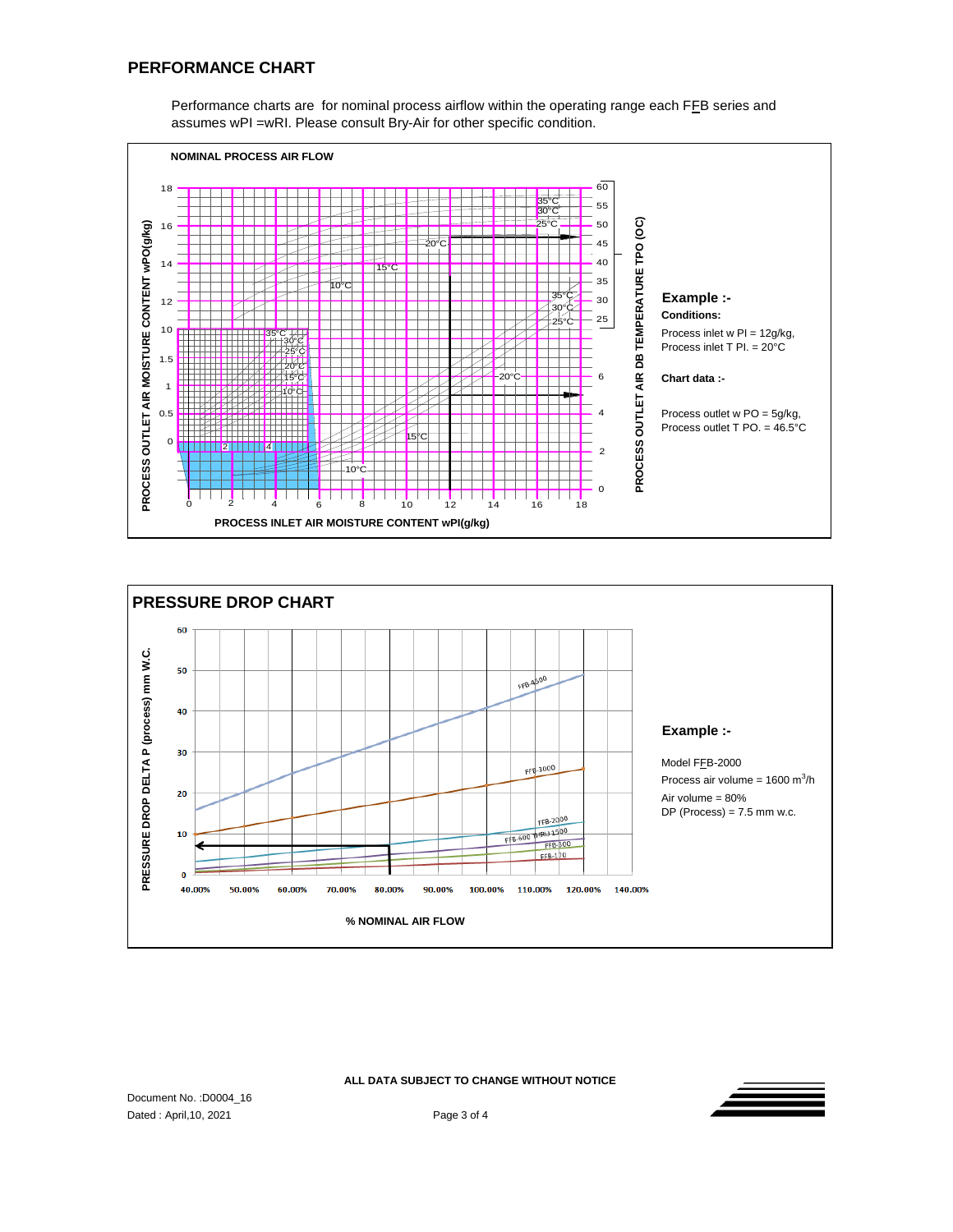## PERFORMANCE CHART

Performance charts are for nominal process airflow within the operating range each FFB series and assumes wPI =wRI. Please consult Bry-Air for other specific condition.

**NOMINAL PROCESS AIR FLOW**

PROCESS OUTLET AIR MOISTURE CONTENT wPO(g/kg)

PROCESS INLET AIR MOISTURE CONTENT wPI(g/kg)

PROCESS OUTLET AIR DB TEMPERATURE TPO (OC)

**Example :-**

**Conditions:**

Process inlet w PI = 12g/kg,
Process inlet T PI. = 20°C

**Chart data :-**

Process outlet w PO = 5g/kg,
Process outlet T PO. = 46.5°C

## PRESSURE DROP CHART

PRESSURE DROP DELTA P (process) mm W.C.

% NOMINAL AIR FLOW

**Example :-**

Model FFB-2000
Process air volume = 1600 $m^3$/h
Air volume = 80%
DP (Process) = 7.5 mm w.c.

**ALL DATA SUBJECT TO CHANGE WITHOUT NOTICE**

Document No. :D0004_16
Dated : April,10, 2021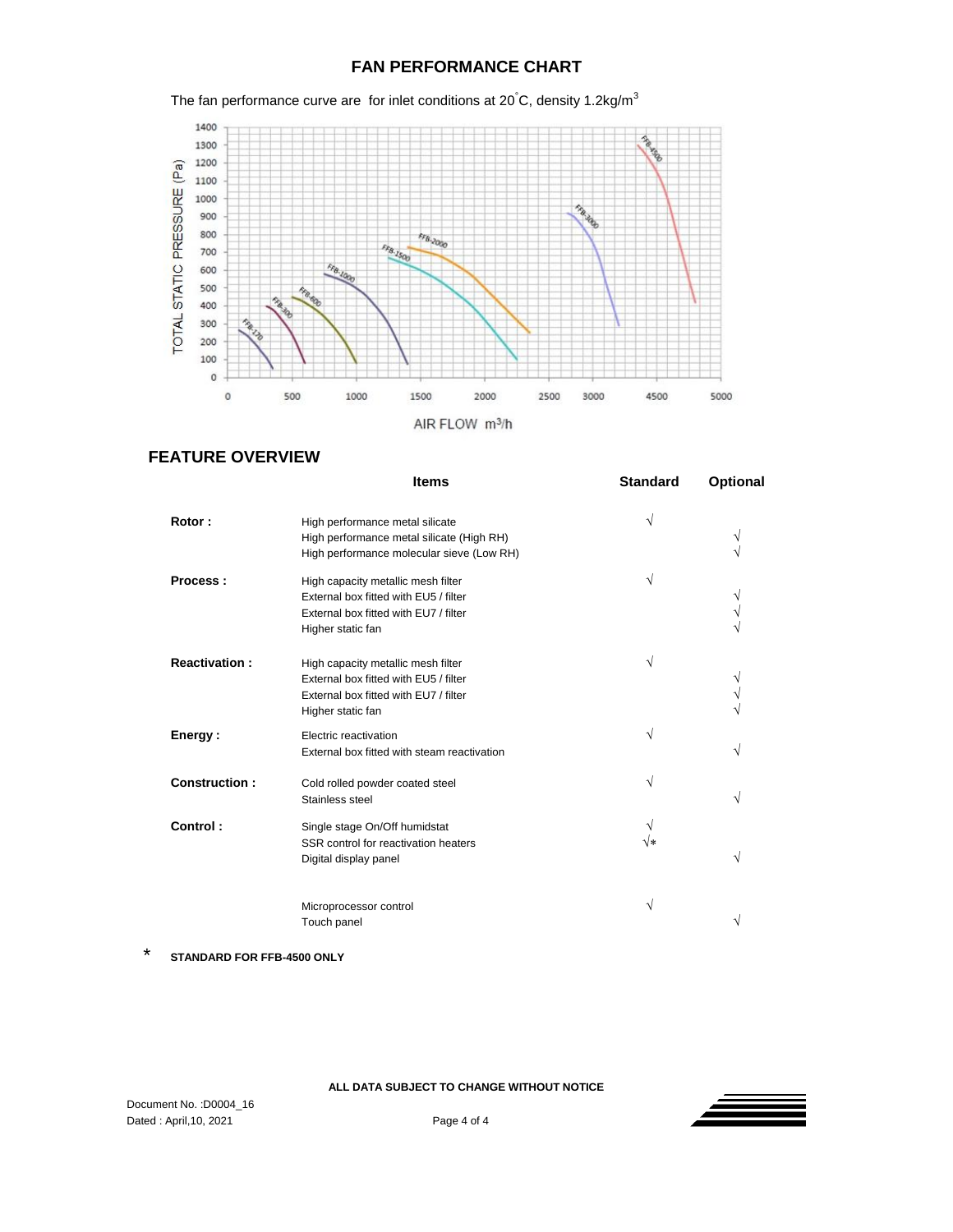## FAN PERFORMANCE CHART

The fan performance curve are for inlet conditions at 20°C, density $1.2 kg/m^3$

TOTAL STATIC PRESSURE (Pa)

1400
1300
1200
1100
1000
900
800
700
600
500
400
300
200
100
0

0
500
1000
1500
2000
2500
3000
4500
5000

AIR FLOW $m^3/h$

FFB-170
FFB-300
FFB-600
FFB-1000
FFB-1500
FFB-2000
FFB-3000
FFB-4500

## FEATURE OVERVIEW

| | Items | Standard | Optional |
|---|---|---|---|
| **Rotor :** | High performance metal silicate | √ | |
| | High performance metal silicate (High RH) | | √ |
| | High performance molecular sieve (Low RH) | | √ |
| **Process :** | High capacity metallic mesh filter | √ | |
| | External box fitted with EU5 / filter | | √ |
| | External box fitted with EU7 / filter | | √ |
| | Higher static fan | | √ |
| **Reactivation :** | High capacity metallic mesh filter | √ | |
| | External box fitted with EU5 / filter | | √ |
| | External box fitted with EU7 / filter | | √ |
| | Higher static fan | | √ |
| **Energy :** | Electric reactivation | √ | |
| | External box fitted with steam reactivation | | √ |
| **Construction :** | Cold rolled powder coated steel | √ | |
| | Stainless steel | | √ |
| **Control :** | Single stage On/Off humidstat | √ | |
| | SSR control for reactivation heaters | √* | |
| | Digital display panel | | √ |
| | Microprocessor control | √ | |
| | Touch panel | | √ |

\* **STANDARD FOR FFB-4500 ONLY**

**ALL DATA SUBJECT TO CHANGE WITHOUT NOTICE**

Document No. :D0004_16
Dated : April,10, 2021